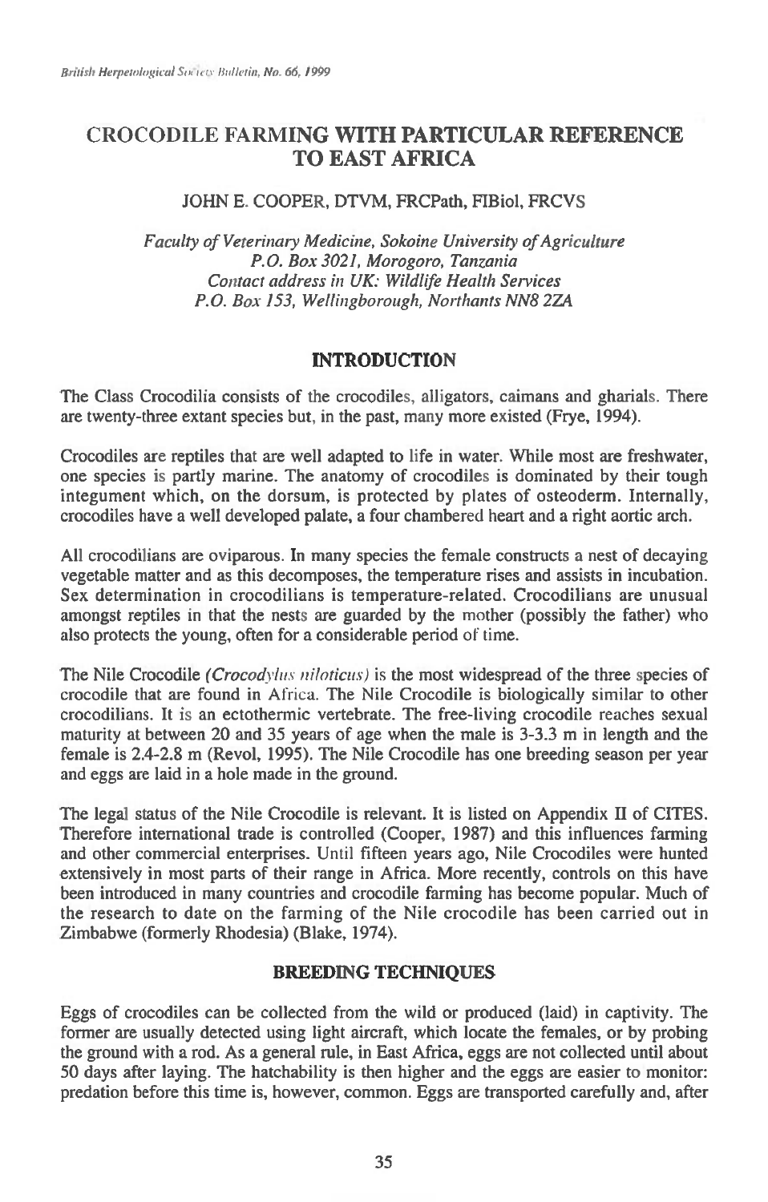# CROCODILE FARMING WITH PARTICULAR REFERENCE TO EAST AFRICA

JOHN E. COOPER, DTVM, FRCPath, FIBiol, FRCVS

*Faculty of Veterinary Medicine, Sokoine University of Agriculture*
*P.O. Box 3021, Morogoro, Tanzania*
*Contact address in UK: Wildlife Health Services*
*P.O. Box 153, Wellingborough, Northants NN8 2ZA*

## INTRODUCTION

The Class Crocodilia consists of the crocodiles, alligators, caimans and gharials. There are twenty-three extant species but, in the past, many more existed (Frye, 1994).

Crocodiles are reptiles that are well adapted to life in water. While most are freshwater, one species is partly marine. The anatomy of crocodiles is dominated by their tough integument which, on the dorsum, is protected by plates of osteoderm. Internally, crocodiles have a well developed palate, a four chambered heart and a right aortic arch.

All crocodilians are oviparous. In many species the female constructs a nest of decaying vegetable matter and as this decomposes, the temperature rises and assists in incubation. Sex determination in crocodilians is temperature-related. Crocodilians are unusual amongst reptiles in that the nests are guarded by the mother (possibly the father) who also protects the young, often for a considerable period of time.

The Nile Crocodile *(Crocodylus niloticus)* is the most widespread of the three species of crocodile that are found in Africa. The Nile Crocodile is biologically similar to other crocodilians. It is an ectothermic vertebrate. The free-living crocodile reaches sexual maturity at between 20 and 35 years of age when the male is 3-3.3 m in length and the female is 2.4-2.8 m (Revol, 1995). The Nile Crocodile has one breeding season per year and eggs are laid in a hole made in the ground.

The legal status of the Nile Crocodile is relevant. It is listed on Appendix II of CITES. Therefore international trade is controlled (Cooper, 1987) and this influences farming and other commercial enterprises. Until fifteen years ago, Nile Crocodiles were hunted extensively in most parts of their range in Africa. More recently, controls on this have been introduced in many countries and crocodile farming has become popular. Much of the research to date on the farming of the Nile crocodile has been carried out in Zimbabwe (formerly Rhodesia) (Blake, 1974).

## BREEDING TECHNIQUES

Eggs of crocodiles can be collected from the wild or produced (laid) in captivity. The former are usually detected using light aircraft, which locate the females, or by probing the ground with a rod. As a general rule, in East Africa, eggs are not collected until about 50 days after laying. The hatchability is then higher and the eggs are easier to monitor: predation before this time is, however, common. Eggs are transported carefully and, after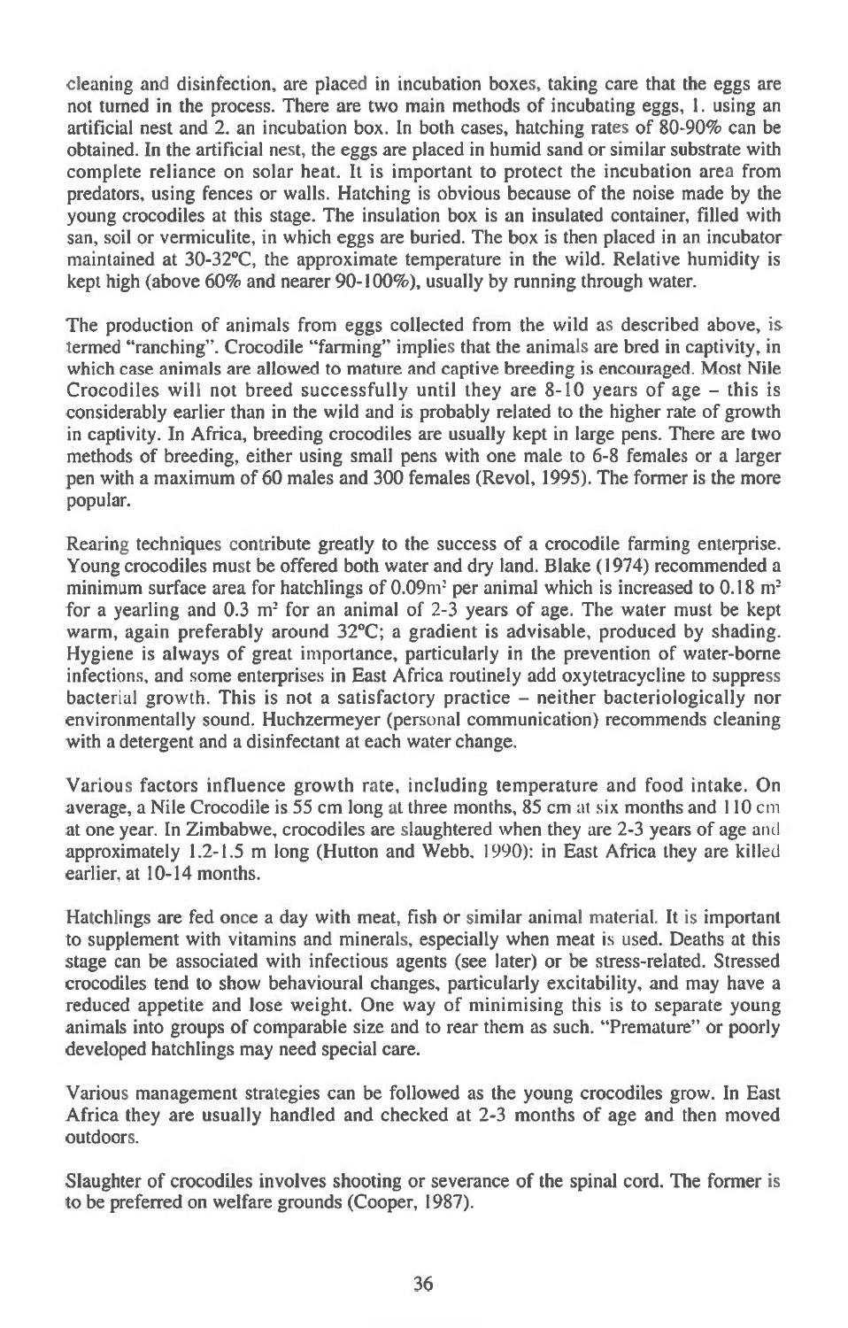cleaning and disinfection, are placed in incubation boxes, taking care that the eggs are not turned in the process. There are two main methods of incubating eggs, 1. using an artificial nest and 2. an incubation box. In both cases, hatching rates of 80-90% can be obtained. In the artificial nest, the eggs are placed in humid sand or similar substrate with complete reliance on solar heat. It is important to protect the incubation area from predators, using fences or walls. Hatching is obvious because of the noise made by the young crocodiles at this stage. The insulation box is an insulated container, filled with san, soil or vermiculite, in which eggs are buried. The box is then placed in an incubator maintained at 30-32°C, the approximate temperature in the wild. Relative humidity is kept high (above 60% and nearer 90-100%), usually by running through water.

The production of animals from eggs collected from the wild as described above, is termed "ranching". Crocodile "farming" implies that the animals are bred in captivity, in which case animals are allowed to mature and captive breeding is encouraged. Most Nile Crocodiles will not breed successfully until they are 8-10 years of age – this is considerably earlier than in the wild and is probably related to the higher rate of growth in captivity. In Africa, breeding crocodiles are usually kept in large pens. There are two methods of breeding, either using small pens with one male to 6-8 females or a larger pen with a maximum of 60 males and 300 females (Revol, 1995). The former is the more popular.

Rearing techniques contribute greatly to the success of a crocodile farming enterprise. Young crocodiles must be offered both water and dry land. Blake (1974) recommended a minimum surface area for hatchlings of 0.09m$^2$ per animal which is increased to 0.18 m$^2$ for a yearling and 0.3 m$^2$ for an animal of 2-3 years of age. The water must be kept warm, again preferably around 32°C; a gradient is advisable, produced by shading. Hygiene is always of great importance, particularly in the prevention of water-borne infections, and some enterprises in East Africa routinely add oxytetracycline to suppress bacterial growth. This is not a satisfactory practice – neither bacteriologically nor environmentally sound. Huchzermeyer (personal communication) recommends cleaning with a detergent and a disinfectant at each water change.

Various factors influence growth rate, including temperature and food intake. On average, a Nile Crocodile is 55 cm long at three months, 85 cm at six months and 110 cm at one year. In Zimbabwe, crocodiles are slaughtered when they are 2-3 years of age and approximately 1.2-1.5 m long (Hutton and Webb, 1990): in East Africa they are killed earlier, at 10-14 months.

Hatchlings are fed once a day with meat, fish or similar animal material. It is important to supplement with vitamins and minerals, especially when meat is used. Deaths at this stage can be associated with infectious agents (see later) or be stress-related. Stressed crocodiles tend to show behavioural changes, particularly excitability, and may have a reduced appetite and lose weight. One way of minimising this is to separate young animals into groups of comparable size and to rear them as such. "Premature" or poorly developed hatchlings may need special care.

Various management strategies can be followed as the young crocodiles grow. In East Africa they are usually handled and checked at 2-3 months of age and then moved outdoors.

Slaughter of crocodiles involves shooting or severance of the spinal cord. The former is to be preferred on welfare grounds (Cooper, 1987).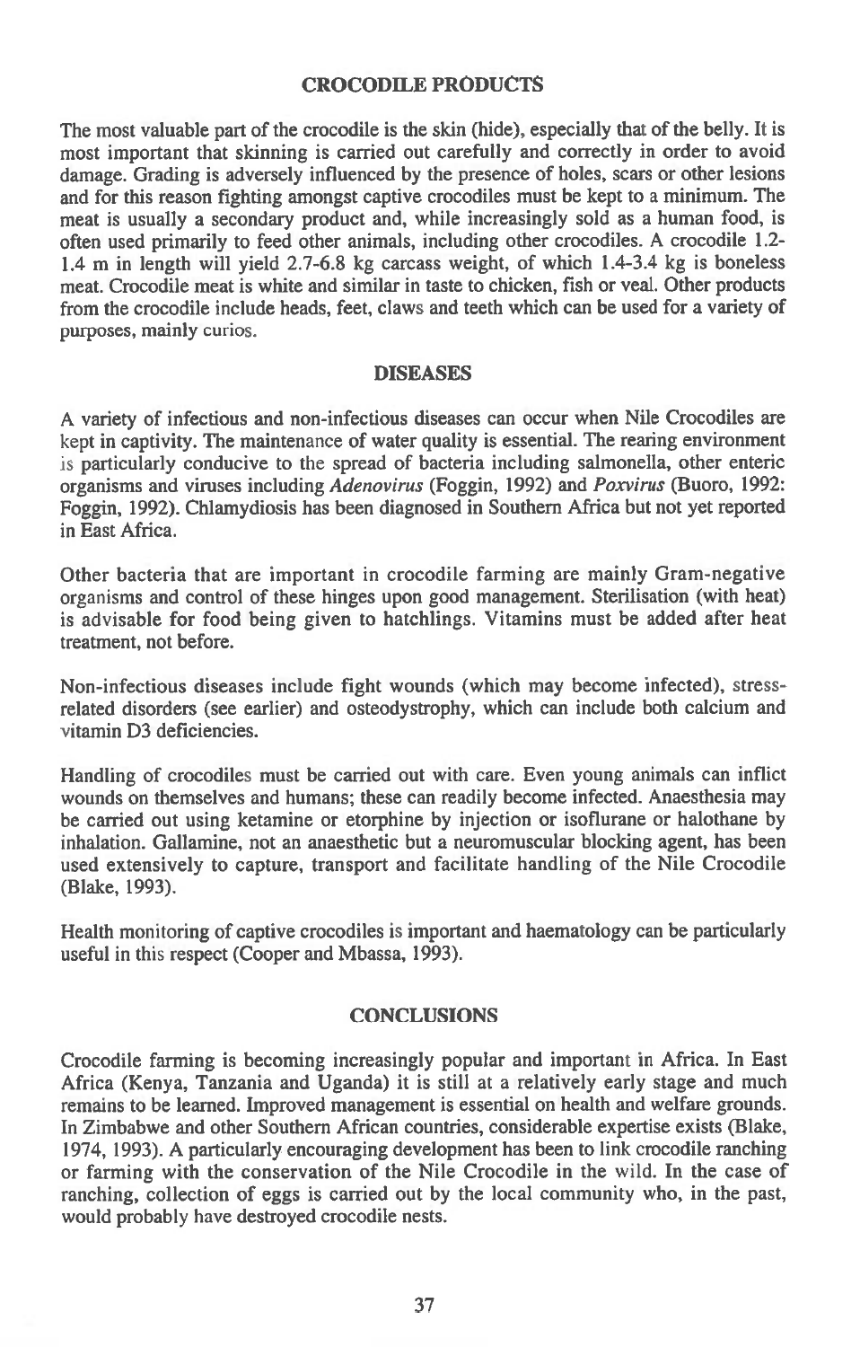## CROCODILE PRODUCTS

The most valuable part of the crocodile is the skin (hide), especially that of the belly. It is most important that skinning is carried out carefully and correctly in order to avoid damage. Grading is adversely influenced by the presence of holes, scars or other lesions and for this reason fighting amongst captive crocodiles must be kept to a minimum. The meat is usually a secondary product and, while increasingly sold as a human food, is often used primarily to feed other animals, including other crocodiles. A crocodile 1.2-1.4 m in length will yield 2.7-6.8 kg carcass weight, of which 1.4-3.4 kg is boneless meat. Crocodile meat is white and similar in taste to chicken, fish or veal. Other products from the crocodile include heads, feet, claws and teeth which can be used for a variety of purposes, mainly curios.

## DISEASES

A variety of infectious and non-infectious diseases can occur when Nile Crocodiles are kept in captivity. The maintenance of water quality is essential. The rearing environment is particularly conducive to the spread of bacteria including salmonella, other enteric organisms and viruses including *Adenovirus* (Foggin, 1992) and *Poxvirus* (Buoro, 1992: Foggin, 1992). Chlamydiosis has been diagnosed in Southern Africa but not yet reported in East Africa.

Other bacteria that are important in crocodile farming are mainly Gram-negative organisms and control of these hinges upon good management. Sterilisation (with heat) is advisable for food being given to hatchlings. Vitamins must be added after heat treatment, not before.

Non-infectious diseases include fight wounds (which may become infected), stress-related disorders (see earlier) and osteodystrophy, which can include both calcium and vitamin D3 deficiencies.

Handling of crocodiles must be carried out with care. Even young animals can inflict wounds on themselves and humans; these can readily become infected. Anaesthesia may be carried out using ketamine or etorphine by injection or isoflurane or halothane by inhalation. Gallamine, not an anaesthetic but a neuromuscular blocking agent, has been used extensively to capture, transport and facilitate handling of the Nile Crocodile (Blake, 1993).

Health monitoring of captive crocodiles is important and haematology can be particularly useful in this respect (Cooper and Mbassa, 1993).

## CONCLUSIONS

Crocodile farming is becoming increasingly popular and important in Africa. In East Africa (Kenya, Tanzania and Uganda) it is still at a relatively early stage and much remains to be learned. Improved management is essential on health and welfare grounds. In Zimbabwe and other Southern African countries, considerable expertise exists (Blake, 1974, 1993). A particularly encouraging development has been to link crocodile ranching or farming with the conservation of the Nile Crocodile in the wild. In the case of ranching, collection of eggs is carried out by the local community who, in the past, would probably have destroyed crocodile nests.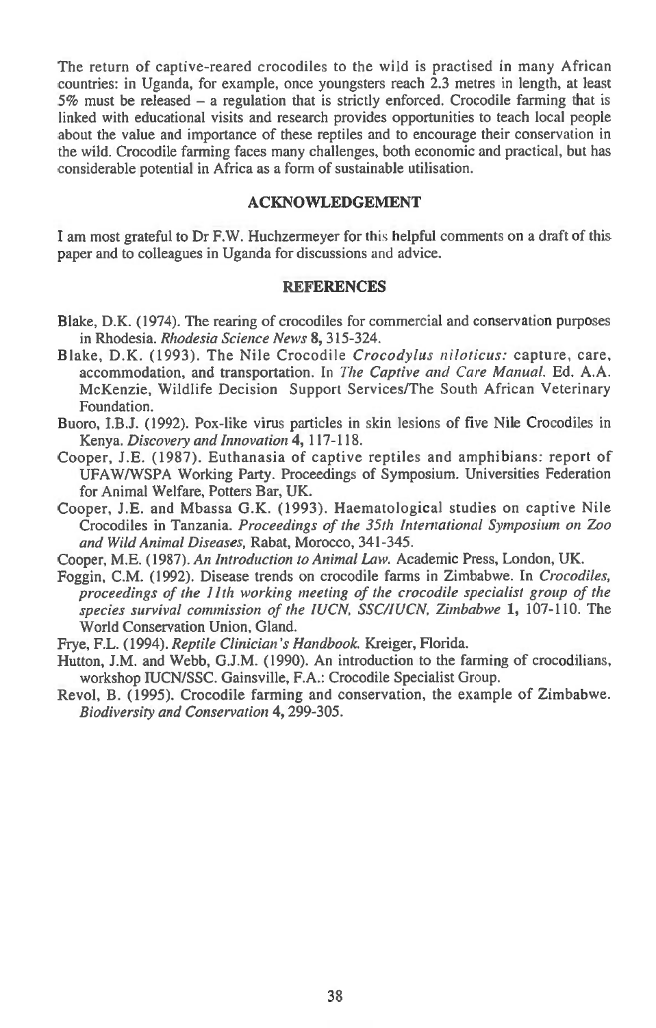The return of captive-reared crocodiles to the wild is practised in many African countries: in Uganda, for example, once youngsters reach 2.3 metres in length, at least 5% must be released – a regulation that is strictly enforced. Crocodile farming that is linked with educational visits and research provides opportunities to teach local people about the value and importance of these reptiles and to encourage their conservation in the wild. Crocodile farming faces many challenges, both economic and practical, but has considerable potential in Africa as a form of sustainable utilisation.

## ACKNOWLEDGEMENT

I am most grateful to Dr F.W. Huchzermeyer for this helpful comments on a draft of this paper and to colleagues in Uganda for discussions and advice.

## REFERENCES

Blake, D.K. (1974). The rearing of crocodiles for commercial and conservation purposes in Rhodesia. *Rhodesia Science News* **8,** 315-324.

Blake, D.K. (1993). The Nile Crocodile *Crocodylus niloticus:* capture, care, accommodation, and transportation. In *The Captive and Care Manual.* Ed. A.A. McKenzie, Wildlife Decision Support Services/The South African Veterinary Foundation.

Buoro, I.B.J. (1992). Pox-like virus particles in skin lesions of five Nile Crocodiles in Kenya. *Discovery and Innovation* **4,** 117-118.

Cooper, J.E. (1987). Euthanasia of captive reptiles and amphibians: report of UFAW/WSPA Working Party. Proceedings of Symposium. Universities Federation for Animal Welfare, Potters Bar, UK.

Cooper, J.E. and Mbassa G.K. (1993). Haematological studies on captive Nile Crocodiles in Tanzania. *Proceedings of the 35th International Symposium on Zoo and Wild Animal Diseases,* Rabat, Morocco, 341-345.

Cooper, M.E. (1987). *An Introduction to Animal Law.* Academic Press, London, UK.

Foggin, C.M. (1992). Disease trends on crocodile farms in Zimbabwe. In *Crocodiles, proceedings of the 11th working meeting of the crocodile specialist group of the species survival commission of the IUCN, SSC/IUCN, Zimbabwe* **1,** 107-110. The World Conservation Union, Gland.

Frye, F.L. (1994). *Reptile Clinician's Handbook.* Kreiger, Florida.

Hutton, J.M. and Webb, G.J.M. (1990). An introduction to the farming of crocodilians, workshop IUCN/SSC. Gainsville, F.A.: Crocodile Specialist Group.

Revol, B. (1995). Crocodile farming and conservation, the example of Zimbabwe. *Biodiversity and Conservation* **4,** 299-305.